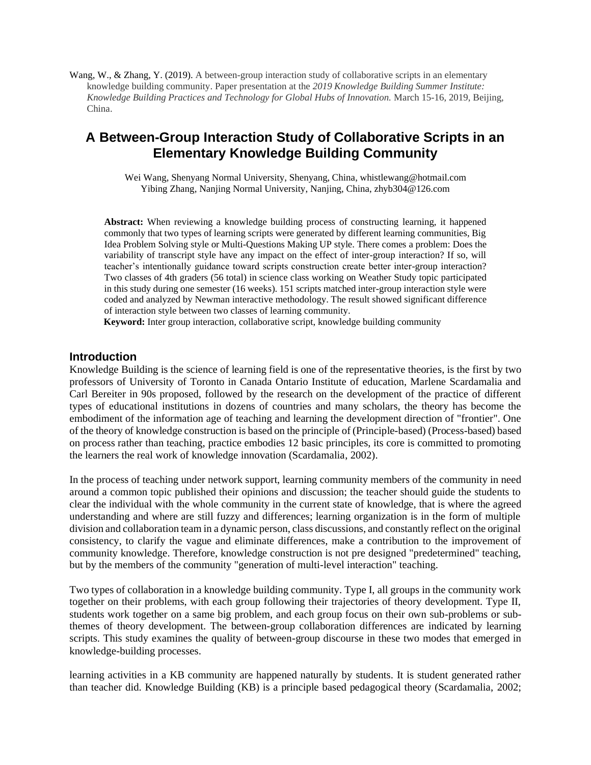Wang, W., & Zhang, Y. (2019). A between-group interaction study of collaborative scripts in an elementary knowledge building community. Paper presentation at the *2019 Knowledge Building Summer Institute: Knowledge Building Practices and Technology for Global Hubs of Innovation.* March 15-16, 2019, Beijing, China.

# A Between-Group Interaction Study of Collaborative Scripts in an Elementary Knowledge Building Community

Wei Wang, Shenyang Normal University, Shenyang, China, whistlewang@hotmail.com
Yibing Zhang, Nanjing Normal University, Nanjing, China, zhyb304@126.com

**Abstract:** When reviewing a knowledge building process of constructing learning, it happened commonly that two types of learning scripts were generated by different learning communities, Big Idea Problem Solving style or Multi-Questions Making UP style. There comes a problem: Does the variability of transcript style have any impact on the effect of inter-group interaction? If so, will teacher's intentionally guidance toward scripts construction create better inter-group interaction? Two classes of 4th graders (56 total) in science class working on Weather Study topic participated in this study during one semester (16 weeks). 151 scripts matched inter-group interaction style were coded and analyzed by Newman interactive methodology. The result showed significant difference of interaction style between two classes of learning community.

**Keyword:** Inter group interaction, collaborative script, knowledge building community

## Introduction

Knowledge Building is the science of learning field is one of the representative theories, is the first by two professors of University of Toronto in Canada Ontario Institute of education, Marlene Scardamalia and Carl Bereiter in 90s proposed, followed by the research on the development of the practice of different types of educational institutions in dozens of countries and many scholars, the theory has become the embodiment of the information age of teaching and learning the development direction of "frontier". One of the theory of knowledge construction is based on the principle of (Principle-based) (Process-based) based on process rather than teaching, practice embodies 12 basic principles, its core is committed to promoting the learners the real work of knowledge innovation (Scardamalia, 2002).

In the process of teaching under network support, learning community members of the community in need around a common topic published their opinions and discussion; the teacher should guide the students to clear the individual with the whole community in the current state of knowledge, that is where the agreed understanding and where are still fuzzy and differences; learning organization is in the form of multiple division and collaboration team in a dynamic person, class discussions, and constantly reflect on the original consistency, to clarify the vague and eliminate differences, make a contribution to the improvement of community knowledge. Therefore, knowledge construction is not pre designed "predetermined" teaching, but by the members of the community "generation of multi-level interaction" teaching.

Two types of collaboration in a knowledge building community. Type I, all groups in the community work together on their problems, with each group following their trajectories of theory development. Type II, students work together on a same big problem, and each group focus on their own sub-problems or sub-themes of theory development. The between-group collaboration differences are indicated by learning scripts. This study examines the quality of between-group discourse in these two modes that emerged in knowledge-building processes.

learning activities in a KB community are happened naturally by students. It is student generated rather than teacher did. Knowledge Building (KB) is a principle based pedagogical theory (Scardamalia, 2002;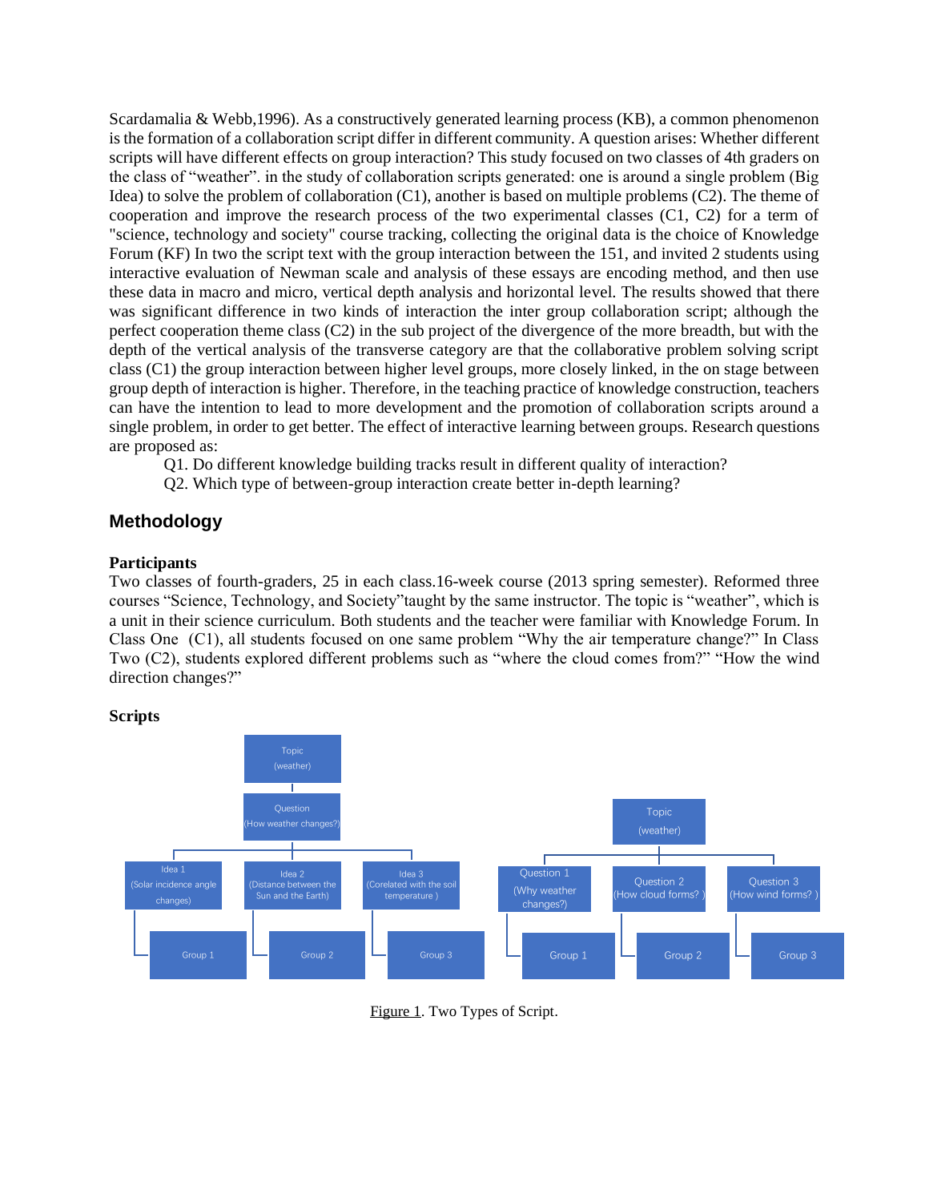Scardamalia & Webb,1996). As a constructively generated learning process (KB), a common phenomenon is the formation of a collaboration script differ in different community. A question arises: Whether different scripts will have different effects on group interaction? This study focused on two classes of 4th graders on the class of "weather". in the study of collaboration scripts generated: one is around a single problem (Big Idea) to solve the problem of collaboration (C1), another is based on multiple problems (C2). The theme of cooperation and improve the research process of the two experimental classes (C1, C2) for a term of "science, technology and society" course tracking, collecting the original data is the choice of Knowledge Forum (KF) In two the script text with the group interaction between the 151, and invited 2 students using interactive evaluation of Newman scale and analysis of these essays are encoding method, and then use these data in macro and micro, vertical depth analysis and horizontal level. The results showed that there was significant difference in two kinds of interaction the inter group collaboration script; although the perfect cooperation theme class (C2) in the sub project of the divergence of the more breadth, but with the depth of the vertical analysis of the transverse category are that the collaborative problem solving script class (C1) the group interaction between higher level groups, more closely linked, in the on stage between group depth of interaction is higher. Therefore, in the teaching practice of knowledge construction, teachers can have the intention to lead to more development and the promotion of collaboration scripts around a single problem, in order to get better. The effect of interactive learning between groups. Research questions are proposed as:

Q1. Do different knowledge building tracks result in different quality of interaction?

Q2. Which type of between-group interaction create better in-depth learning?

## Methodology

### Participants

Two classes of fourth-graders, 25 in each class.16-week course (2013 spring semester). Reformed three courses "Science, Technology, and Society"taught by the same instructor. The topic is "weather", which is a unit in their science curriculum. Both students and the teacher were familiar with Knowledge Forum. In Class One (C1), all students focused on one same problem "Why the air temperature change?" In Class Two (C2), students explored different problems such as "where the cloud comes from?" "How the wind direction changes?"

### Scripts

Topic (weather)
Question (How weather changes?)
Idea 1 (Solar incidence angle changes) — Group 1
Idea 2 (Distance between the Sun and the Earth) — Group 2
Idea 3 (Corelated with the soil temperature ) — Group 3

Topic (weather)
Question 1 (Why weather changes?) — Group 1
Question 2 (How cloud forms? ) — Group 2
Question 3 (How wind forms? ) — Group 3

Figure 1. Two Types of Script.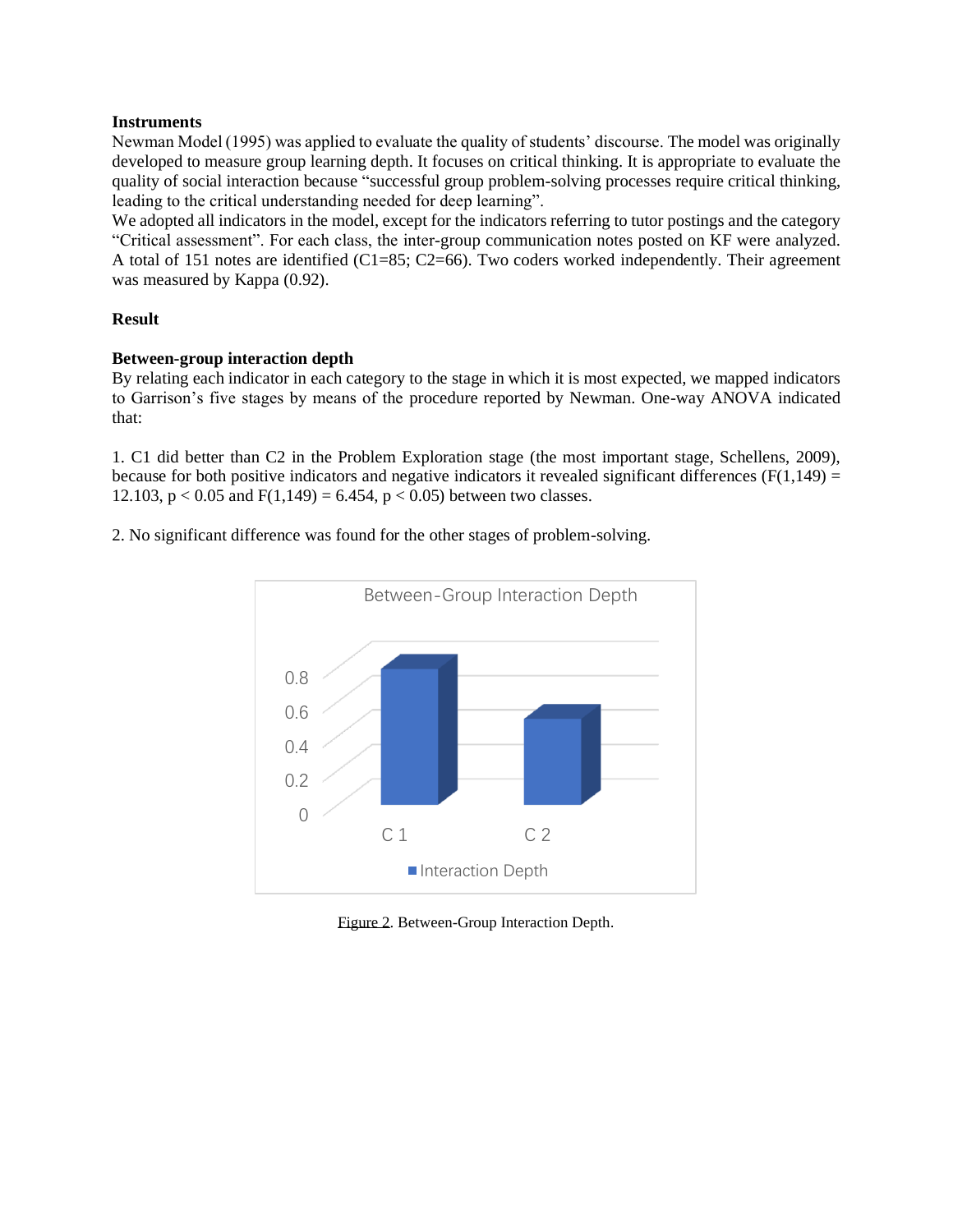**Instruments**

Newman Model (1995) was applied to evaluate the quality of students' discourse. The model was originally developed to measure group learning depth. It focuses on critical thinking. It is appropriate to evaluate the quality of social interaction because "successful group problem-solving processes require critical thinking, leading to the critical understanding needed for deep learning".

We adopted all indicators in the model, except for the indicators referring to tutor postings and the category "Critical assessment". For each class, the inter-group communication notes posted on KF were analyzed. A total of 151 notes are identified (C1=85; C2=66). Two coders worked independently. Their agreement was measured by Kappa (0.92).

**Result**

**Between-group interaction depth**

By relating each indicator in each category to the stage in which it is most expected, we mapped indicators to Garrison's five stages by means of the procedure reported by Newman. One-way ANOVA indicated that:

1. C1 did better than C2 in the Problem Exploration stage (the most important stage, Schellens, 2009), because for both positive indicators and negative indicators it revealed significant differences ($F(1,149) = 12.103$, $p < 0.05$ and $F(1,149) = 6.454$, $p < 0.05$) between two classes.

2. No significant difference was found for the other stages of problem-solving.

Figure 2. Between-Group Interaction Depth.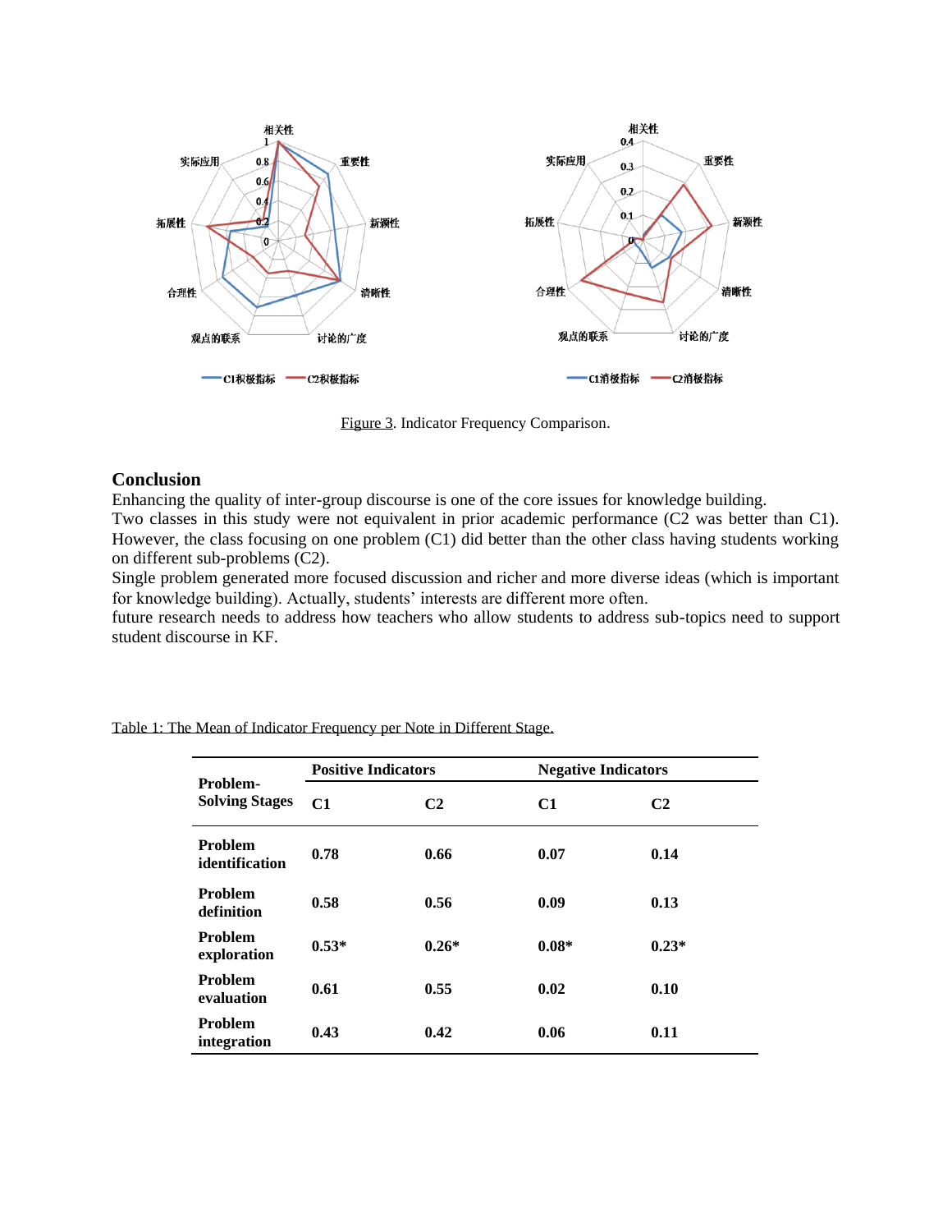Figure 3. Indicator Frequency Comparison.

## Conclusion

Enhancing the quality of inter-group discourse is one of the core issues for knowledge building.
Two classes in this study were not equivalent in prior academic performance (C2 was better than C1). However, the class focusing on one problem (C1) did better than the other class having students working on different sub-problems (C2).
Single problem generated more focused discussion and richer and more diverse ideas (which is important for knowledge building). Actually, students' interests are different more often.
future research needs to address how teachers who allow students to address sub-topics need to support student discourse in KF.

Table 1: The Mean of Indicator Frequency per Note in Different Stage.

| Problem-Solving Stages | Positive Indicators | | Negative Indicators | |
|---|---|---|---|---|
| | C1 | C2 | C1 | C2 |
| Problem identification | 0.78 | 0.66 | 0.07 | 0.14 |
| Problem definition | 0.58 | 0.56 | 0.09 | 0.13 |
| Problem exploration | 0.53* | 0.26* | 0.08* | 0.23* |
| Problem evaluation | 0.61 | 0.55 | 0.02 | 0.10 |
| Problem integration | 0.43 | 0.42 | 0.06 | 0.11 |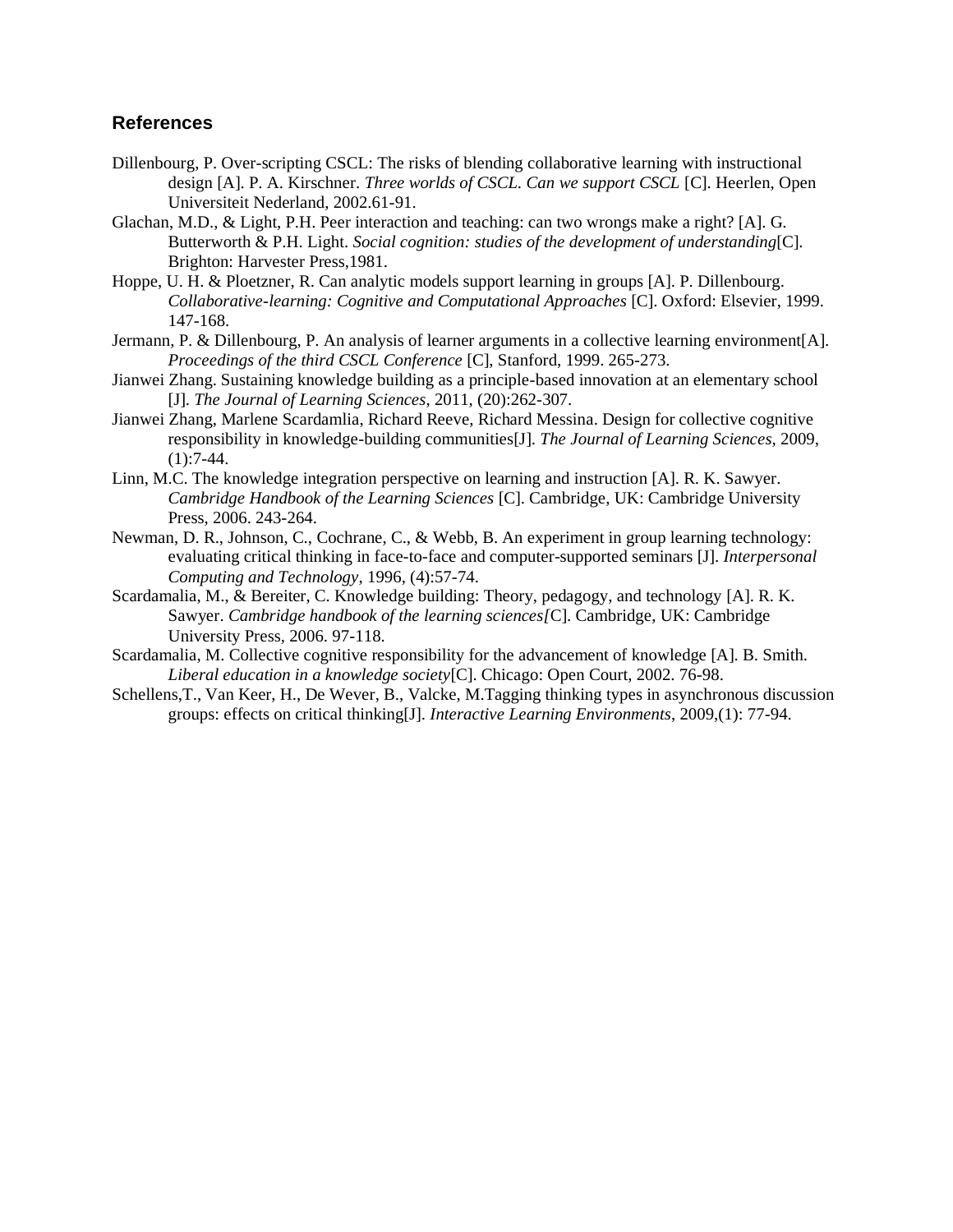## References

Dillenbourg, P. Over-scripting CSCL: The risks of blending collaborative learning with instructional design [A]. P. A. Kirschner. *Three worlds of CSCL. Can we support CSCL* [C]. Heerlen, Open Universiteit Nederland, 2002.61-91.

Glachan, M.D., & Light, P.H. Peer interaction and teaching: can two wrongs make a right? [A]. G. Butterworth & P.H. Light. *Social cognition: studies of the development of understanding*[C]. Brighton: Harvester Press,1981.

Hoppe, U. H. & Ploetzner, R. Can analytic models support learning in groups [A]. P. Dillenbourg. *Collaborative-learning: Cognitive and Computational Approaches* [C]. Oxford: Elsevier, 1999. 147-168.

Jermann, P. & Dillenbourg, P. An analysis of learner arguments in a collective learning environment[A]. *Proceedings of the third CSCL Conference* [C], Stanford, 1999. 265-273.

Jianwei Zhang. Sustaining knowledge building as a principle-based innovation at an elementary school [J]. *The Journal of Learning Sciences*, 2011, (20):262-307.

Jianwei Zhang, Marlene Scardamlia, Richard Reeve, Richard Messina. Design for collective cognitive responsibility in knowledge-building communities[J]. *The Journal of Learning Sciences*, 2009, (1):7-44.

Linn, M.C. The knowledge integration perspective on learning and instruction [A]. R. K. Sawyer. *Cambridge Handbook of the Learning Sciences* [C]. Cambridge, UK: Cambridge University Press, 2006. 243-264.

Newman, D. R., Johnson, C., Cochrane, C., & Webb, B. An experiment in group learning technology: evaluating critical thinking in face-to-face and computer-supported seminars [J]. *Interpersonal Computing and Technology*, 1996, (4):57-74.

Scardamalia, M., & Bereiter, C. Knowledge building: Theory, pedagogy, and technology [A]. R. K. Sawyer. *Cambridge handbook of the learning sciences[*C]. Cambridge, UK: Cambridge University Press, 2006. 97-118.

Scardamalia, M. Collective cognitive responsibility for the advancement of knowledge [A]. B. Smith. *Liberal education in a knowledge society*[C]. Chicago: Open Court, 2002. 76-98.

Schellens,T., Van Keer, H., De Wever, B., Valcke, M.Tagging thinking types in asynchronous discussion groups: effects on critical thinking[J]. *Interactive Learning Environments*, 2009,(1): 77-94.